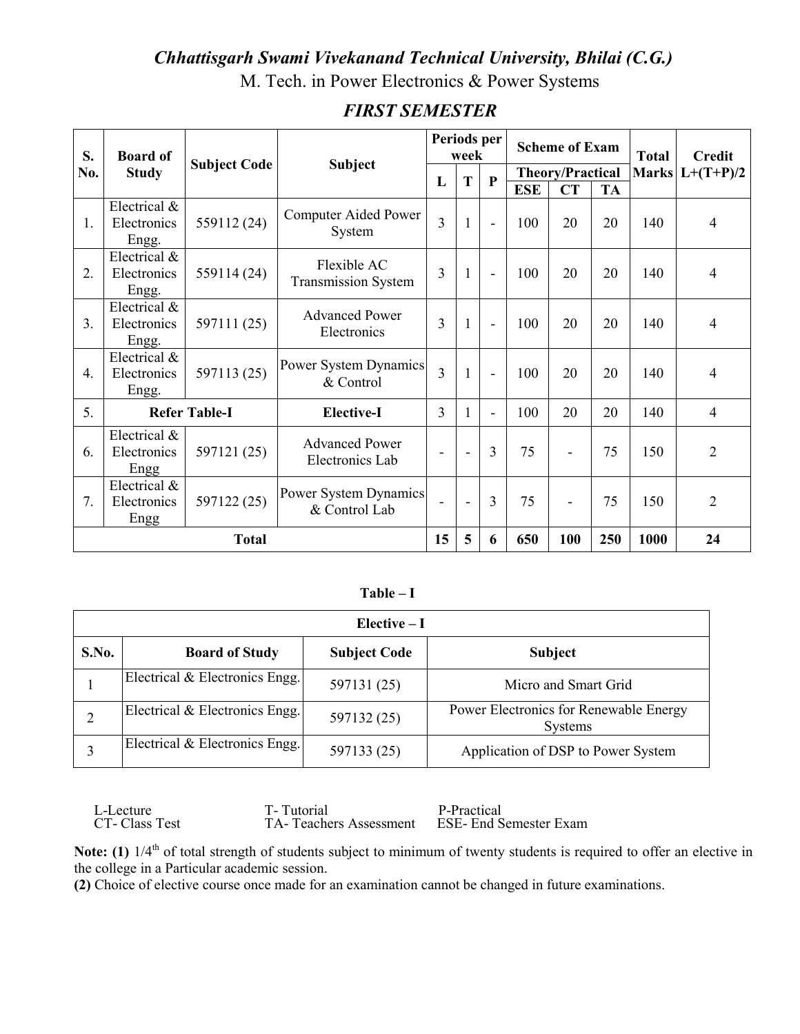# *Chhattisgarh Swami Vivekanand Technical University, Bhilai (C.G.)*

M. Tech. in Power Electronics & Power Systems

## *FIRST SEMESTER*

| S. No. | Board of Study | Subject Code | Subject | Periods per week | | | Scheme of Exam | | | Total Marks | Credit L+(T+P)/2 |
|---|---|---|---|---|---|---|---|---|---|---|---|
| | | | | L | T | P | Theory/Practical | | | | |
| | | | | | | | ESE | CT | TA | | |
| 1. | Electrical & Electronics Engg. | 559112 (24) | Computer Aided Power System | 3 | 1 | - | 100 | 20 | 20 | 140 | 4 |
| 2. | Electrical & Electronics Engg. | 559114 (24) | Flexible AC Transmission System | 3 | 1 | - | 100 | 20 | 20 | 140 | 4 |
| 3. | Electrical & Electronics Engg. | 597111 (25) | Advanced Power Electronics | 3 | 1 | - | 100 | 20 | 20 | 140 | 4 |
| 4. | Electrical & Electronics Engg. | 597113 (25) | Power System Dynamics & Control | 3 | 1 | - | 100 | 20 | 20 | 140 | 4 |
| 5. | **Refer Table-I** | | **Elective-I** | 3 | 1 | - | 100 | 20 | 20 | 140 | 4 |
| 6. | Electrical & Electronics Engg | 597121 (25) | Advanced Power Electronics Lab | - | - | 3 | 75 | - | 75 | 150 | 2 |
| 7. | Electrical & Electronics Engg | 597122 (25) | Power System Dynamics & Control Lab | - | - | 3 | 75 | - | 75 | 150 | 2 |
| | **Total** | | | **15** | **5** | **6** | **650** | **100** | **250** | **1000** | **24** |

**Table – I**

| **Elective – I** | | | |
|---|---|---|---|
| **S.No.** | **Board of Study** | **Subject Code** | **Subject** |
| 1 | Electrical & Electronics Engg. | 597131 (25) | Micro and Smart Grid |
| 2 | Electrical & Electronics Engg. | 597132 (25) | Power Electronics for Renewable Energy Systems |
| 3 | Electrical & Electronics Engg. | 597133 (25) | Application of DSP to Power System |

L-Lecture T- Tutorial P-Practical
CT- Class Test TA- Teachers Assessment ESE- End Semester Exam

**Note: (1)** 1/4$^{th}$ of total strength of students subject to minimum of twenty students is required to offer an elective in the college in a Particular academic session.

**(2)** Choice of elective course once made for an examination cannot be changed in future examinations.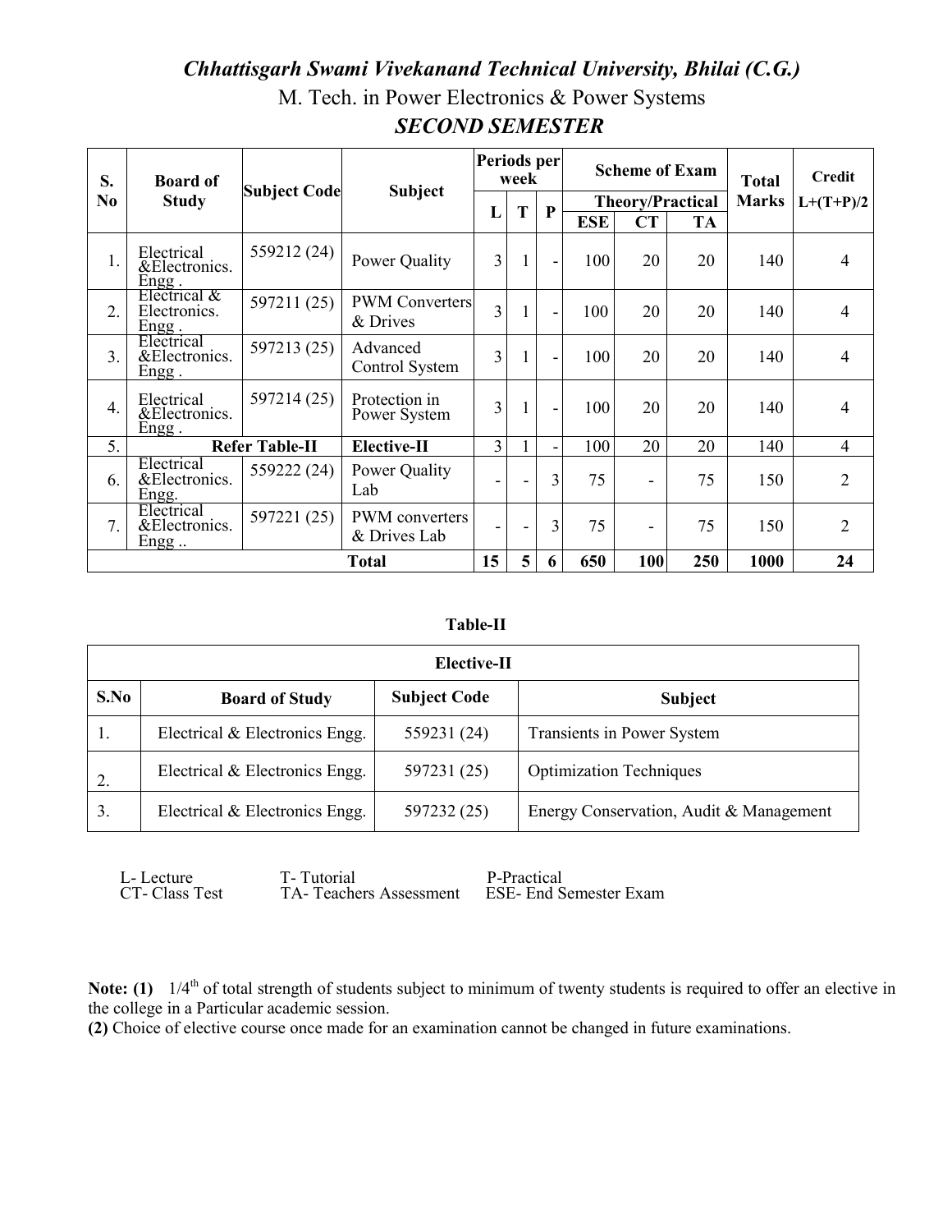# *Chhattisgarh Swami Vivekanand Technical University, Bhilai (C.G.)*

M. Tech. in Power Electronics & Power Systems

## *SECOND SEMESTER*

| S. No | Board of Study | Subject Code | Subject | Periods per week | | | Scheme of Exam | | | Total Marks | Credit L+(T+P)/2 |
|---|---|---|---|---|---|---|---|---|---|---|---|
| | | | | | | | Theory/Practical | | | | |
| | | | | L | T | P | ESE | CT | TA | | |
| 1. | Electrical &Electronics. Engg . | 559212 (24) | Power Quality | 3 | 1 | - | 100 | 20 | 20 | 140 | 4 |
| 2. | Electrical & Electronics. Engg . | 597211 (25) | PWM Converters & Drives | 3 | 1 | - | 100 | 20 | 20 | 140 | 4 |
| 3. | Electrical &Electronics. Engg . | 597213 (25) | Advanced Control System | 3 | 1 | - | 100 | 20 | 20 | 140 | 4 |
| 4. | Electrical &Electronics. Engg . | 597214 (25) | Protection in Power System | 3 | 1 | - | 100 | 20 | 20 | 140 | 4 |
| 5. | Refer Table-II | | Elective-II | 3 | 1 | - | 100 | 20 | 20 | 140 | 4 |
| 6. | Electrical &Electronics. Engg. | 559222 (24) | Power Quality Lab | - | - | 3 | 75 | - | 75 | 150 | 2 |
| 7. | Electrical &Electronics. Engg .. | 597221 (25) | PWM converters & Drives Lab | - | - | 3 | 75 | - | 75 | 150 | 2 |
| | | | Total | 15 | 5 | 6 | 650 | 100 | 250 | 1000 | 24 |

**Table-II**

| Elective-II | | | |
|---|---|---|---|
| **S.No** | **Board of Study** | **Subject Code** | **Subject** |
| 1. | Electrical & Electronics Engg. | 559231 (24) | Transients in Power System |
| 2. | Electrical & Electronics Engg. | 597231 (25) | Optimization Techniques |
| 3. | Electrical & Electronics Engg. | 597232 (25) | Energy Conservation, Audit & Management |

L- Lecture    T- Tutorial    P-Practical
CT- Class Test    TA- Teachers Assessment    ESE- End Semester Exam

**Note: (1)** 1/4$^{th}$ of total strength of students subject to minimum of twenty students is required to offer an elective in the college in a Particular academic session.

**(2)** Choice of elective course once made for an examination cannot be changed in future examinations.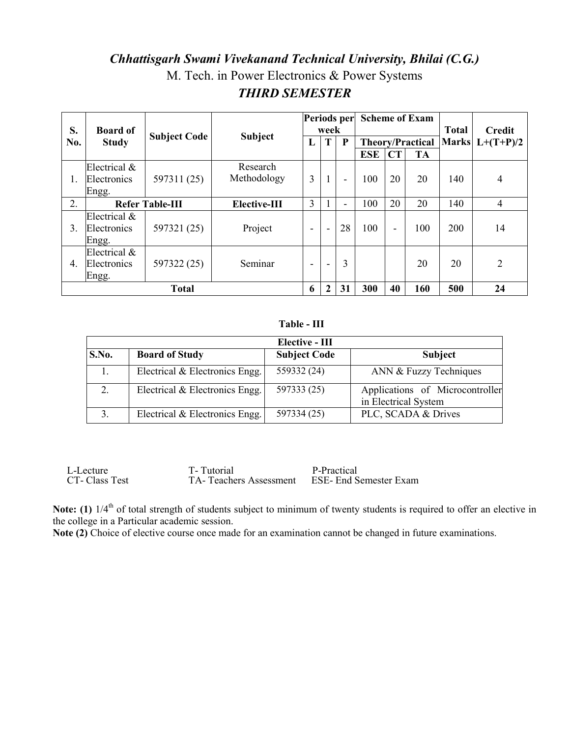## *Chhattisgarh Swami Vivekanand Technical University, Bhilai (C.G.)*

M. Tech. in Power Electronics & Power Systems

### *THIRD SEMESTER*

| S. No. | Board of Study | Subject Code | Subject | Periods per week | | | Scheme of Exam | | | Total Marks | Credit L+(T+P)/2 |
|---|---|---|---|---|---|---|---|---|---|---|---|
| | | | | L | T | P | Theory/Practical | | | | |
| | | | | | | | ESE | CT | TA | | |
| 1. | Electrical & Electronics Engg. | 597311 (25) | Research Methodology | 3 | 1 | - | 100 | 20 | 20 | 140 | 4 |
| 2. | Refer Table-III | | Elective-III | 3 | 1 | - | 100 | 20 | 20 | 140 | 4 |
| 3. | Electrical & Electronics Engg. | 597321 (25) | Project | - | - | 28 | 100 | - | 100 | 200 | 14 |
| 4. | Electrical & Electronics Engg. | 597322 (25) | Seminar | - | - | 3 | | | 20 | 20 | 2 |
| **Total** | | | | **6** | **2** | **31** | **300** | **40** | **160** | **500** | **24** |

**Table - III**

| Elective - III | | | |
|---|---|---|---|
| **S.No.** | **Board of Study** | **Subject Code** | **Subject** |
| 1. | Electrical & Electronics Engg. | 559332 (24) | ANN & Fuzzy Techniques |
| 2. | Electrical & Electronics Engg. | 597333 (25) | Applications of Microcontroller in Electrical System |
| 3. | Electrical & Electronics Engg. | 597334 (25) | PLC, SCADA & Drives |

L-Lecture T- Tutorial P-Practical
CT- Class Test TA- Teachers Assessment ESE- End Semester Exam

**Note: (1)** 1/4th of total strength of students subject to minimum of twenty students is required to offer an elective in the college in a Particular academic session.

**Note (2)** Choice of elective course once made for an examination cannot be changed in future examinations.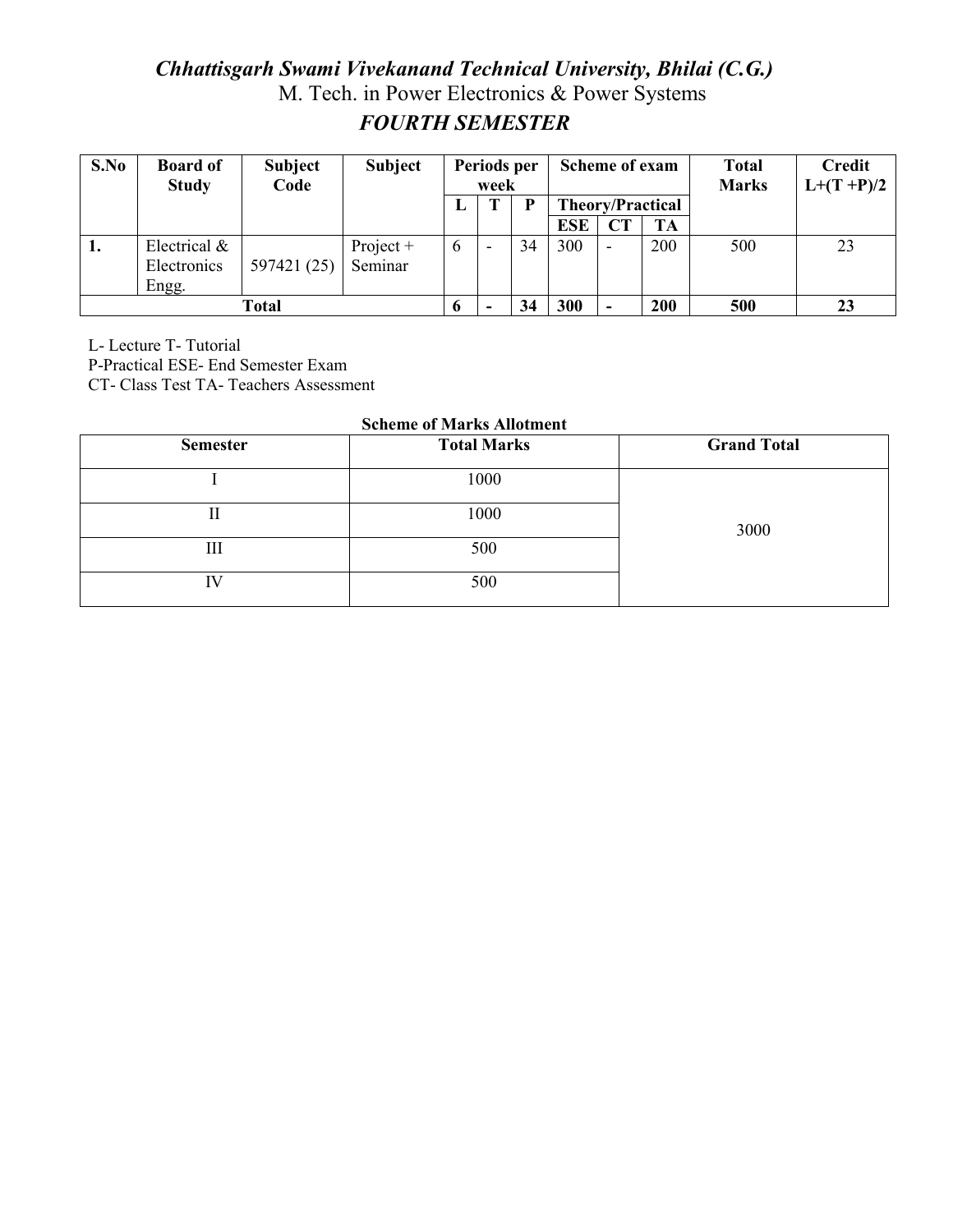## *Chhattisgarh Swami Vivekanand Technical University, Bhilai (C.G.)*

M. Tech. in Power Electronics & Power Systems

### *FOURTH SEMESTER*

| S.No | Board of Study | Subject Code | Subject | Periods per week | | | Scheme of exam | | | Total Marks | Credit L+(T +P)/2 |
|---|---|---|---|---|---|---|---|---|---|---|---|
| | | | | L | T | P | Theory/Practical | | | | |
| | | | | | | | ESE | CT | TA | | |
| 1. | Electrical & Electronics Engg. | 597421 (25) | Project + Seminar | 6 | - | 34 | 300 | - | 200 | 500 | 23 |
| **Total** | | | | **6** | **-** | **34** | **300** | **-** | **200** | **500** | **23** |

L- Lecture T- Tutorial
P-Practical ESE- End Semester Exam
CT- Class Test TA- Teachers Assessment

**Scheme of Marks Allotment**

| Semester | Total Marks | Grand Total |
|---|---|---|
| I | 1000 | 3000 |
| II | 1000 | |
| III | 500 | |
| IV | 500 | |